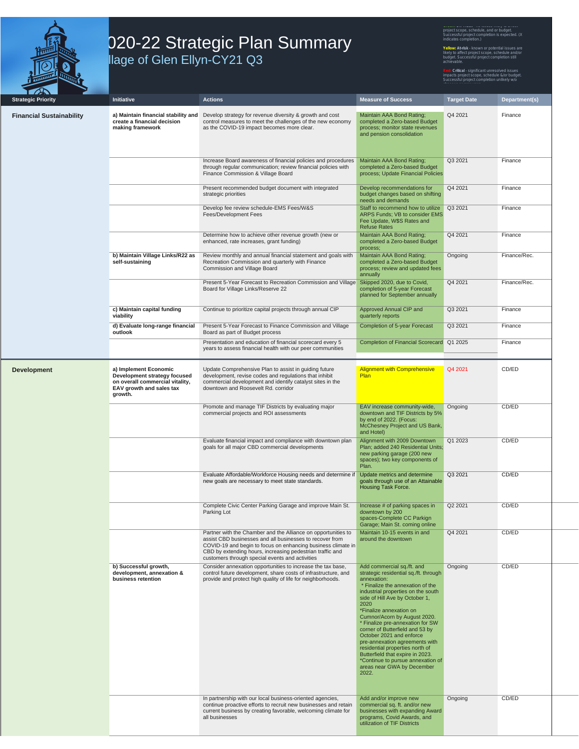# 020-22 Strategic Plan Summary

## llage of Glen Ellyn-CY21 Q3

project scope, schedule, and or budget. Successful project completion is expected. (X indicates completion.)

**Yellow: At-risk** - known or potential issues are likely to affect project scope, schedule and/or budget. Successful project completion still achievable.

**Red: Critical** - significant unresolved issues impacts project scope, schedule &/or budget. Successful project completion unlikely w/o

| Strategic Priority | Initiative | Actions | Measure of Success | Target Date | Department(s) |
|---|---|---|---|---|---|
| **Financial Sustainability** | **a) Maintain financial stability and create a financial decision making framework** | Develop strategy for revenue diversity & growth and cost control measures to meet the challenges of the new economy as the COVID-19 impact becomes more clear. | Maintain AAA Bond Rating; completed a Zero-based Budget process; monitor state revenues and pension consolidation | Q4 2021 | Finance |
| | | Increase Board awareness of financial policies and procedures through regular communication; review financial policies with Finance Commission & Village Board | Maintain AAA Bond Rating; completed a Zero-based Budget process; Update Financial Policies | Q3 2021 | Finance |
| | | Present recommended budget document with integrated strategic priorities | Develop recommendations for budget changes based on shifting needs and demands | Q4 2021 | Finance |
| | | Develop fee review schedule-EMS Fees/W&S Fees/Development Fees | Staff to recommend how to utilize ARPS Funds; VB to consider EMS Fee Update, W$S Rates and Refuse Rates | Q3 2021 | Finance |
| | | Determine how to achieve other revenue growth (new or enhanced, rate increases, grant funding) | Maintain AAA Bond Rating; completed a Zero-based Budget process; | Q4 2021 | Finance |
| | **b) Maintain Village Links/R22 as self-sustaining** | Review monthly and annual financial statement and goals with Recreation Commission and quarterly with Finance Commission and Village Board | Maintain AAA Bond Rating; completed a Zero-based Budget process; review and updated fees annually | Ongoing | Finance/Rec. |
| | | Present 5-Year Forecast to Recreation Commission and Village Board for Village Links/Reserve 22 | Skipped 2020, due to Covid, completion of 5-year Forecast planned for September annually | Q4 2021 | Finance/Rec. |
| | **c) Maintain capital funding viability** | Continue to prioritize capital projects through annual CIP | Approved Annual CIP and quarterly reports | Q3 2021 | Finance |
| | **d) Evaluate long-range financial outlook** | Present 5-Year Forecast to Finance Commission and Village Board as part of Budget process | Completion of 5-year Forecast | Q3 2021 | Finance |
| | | Presentation and education of financial scorecard every 5 years to assess financial health with our peer communities | Completion of Financial Scorecard | Q1 2025 | Finance |
| **Development** | **a) Implement Economic Development strategy focused on overall commercial vitality, EAV growth and sales tax growth.** | Update Comprehensive Plan to assist in guiding future development, revise codes and regulations that inhibit commercial development and identify catalyst sites in the downtown and Roosevelt Rd. corridor | Alignment with Comprehensive Plan | Q4 2021 | CD/ED |
| | | Promote and manage TIF Districts by evaluating major commercial projects and ROI assessments | EAV increase community-wide, downtown and TIF Districts by 5% by end of 2022. (Focus: McChesney Project and US Bank, and Hotel) | Ongoing | CD/ED |
| | | Evaluate financial impact and compliance with downtown plan goals for all major CBD commercial developments | Alignment with 2009 Downtown Plan; added 240 Residential Units; new parking garage (200 new spaces); two key components of Plan. | Q1 2023 | CD/ED |
| | | Evaluate Affordable/Workforce Housing needs and determine if new goals are necessary to meet state standards. | Update metrics and determine goals through use of an Attainable Housing Task Force. | Q3 2021 | CD/ED |
| | | Complete Civic Center Parking Garage and improve Main St. Parking Lot | Increase # of parking spaces in downtown by 200 spaces-Complete CC Parkign Garage; Main St. coming online | Q2 2021 | CD/ED |
| | | Partner with the Chamber and the Alliance on opportunities to assist CBD businesses and all businesses to recover from COVID-19 and begin to focus on enhancing business climate in CBD by extending hours, increasing pedestrian traffic and customers through special events and activities | Maintain 10-15 events in and around the downtown | Q4 2021 | CD/ED |
| | **b) Successful growth, development, annexation & business retention** | Consider annexation opportunities to increase the tax base, control future development, share costs of infrastructure, and provide and protect high quality of life for neighborhoods. | Add commercial sq./ft. and strategic residential sq./ft. through annexation: * Finalize the annexation of the industrial properties on the south side of Hill Ave by October 1, 2020 *Finalize annexation on Cumnor/Acorn by August 2020. * Finalize pre-annexation for SW corner of Butterfield and 53 by October 2021 and enforce pre-annexation agreements with residential properties north of Butterfield that expire in 2023. *Continue to pursue annexation of areas near GWA by December 2022. | Ongoing | CD/ED |
| | | In partnership with our local business-oriented agencies, continue proactive efforts to recruit new businesses and retain current business by creating favorable, welcoming climate for all businesses | Add and/or improve new commercial sq. ft. and/or new businesses with expanding Award programs, Covid Awards, and utilization of TIF Districts | Ongoing | CD/ED |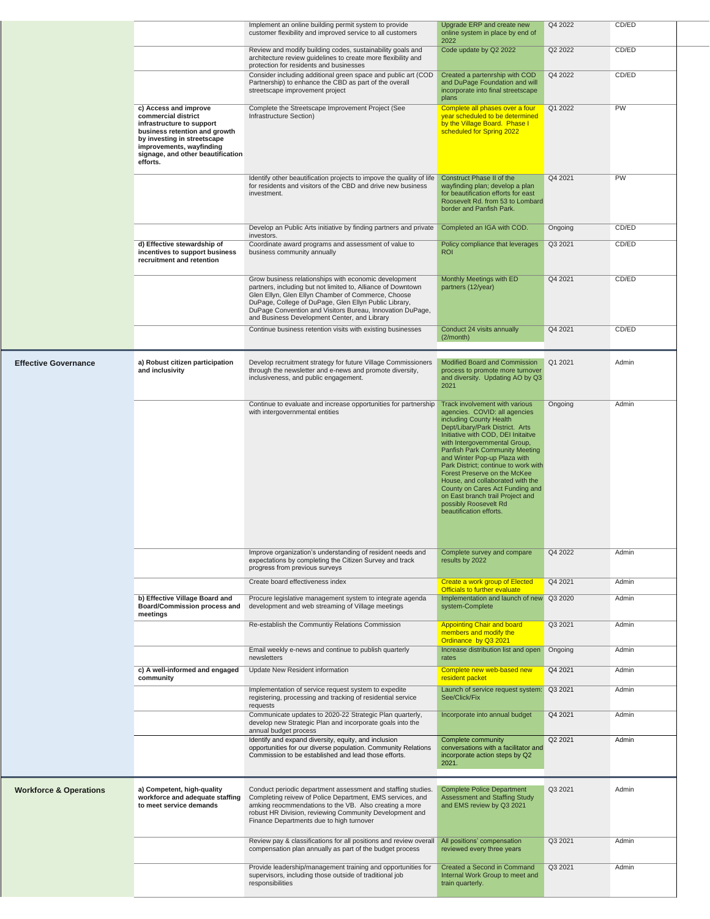| | | | | | |
|---|---|---|---|---|---|
| | | Implement an online building permit system to provide customer flexibility and improved service to all customers | Upgrade ERP and create new online system in place by end of 2022 | Q4 2022 | CD/ED |
| | | Review and modify building codes, sustainability goals and architecture review guidelines to create more flexibility and protection for residents and businesses | Code update by Q2 2022 | Q2 2022 | CD/ED |
| | | Consider including additional green space and public art (COD Partnership) to enhance the CBD as part of the overall streetscape improvement project | Created a partenrship with COD and DuPage Foundation and will incorporate into final streetscape plans | Q4 2022 | CD/ED |
| | **c) Access and improve commercial district infrastructure to support business retention and growth by investing in streetscape improvements, wayfinding signage, and other beautification efforts.** | Complete the Streetscape Improvement Project (See Infrastructure Section) | Complete all phases over a four year scheduled to be determined by the Village Board. Phase I scheduled for Spring 2022 | Q1 2022 | PW |
| | | Identify other beautification projects to impove the quality of life for residents and visitors of the CBD and drive new business investment. | Construct Phase II of the wayfinding plan; develop a plan for beautification efforts for east Roosevelt Rd. from 53 to Lombard border and Panfish Park. | Q4 2021 | PW |
| | | Develop an Public Arts initiative by finding partners and private investors. | Completed an IGA with COD. | Ongoing | CD/ED |
| | **d) Effective stewardship of incentives to support business recruitment and retention** | Coordinate award programs and assessment of value to business community annually | Policy compliance that leverages ROI | Q3 2021 | CD/ED |
| | | Grow business relationships with economic development partners, including but not limited to, Alliance of Downtown Glen Ellyn, Glen Ellyn Chamber of Commerce, Choose DuPage, College of DuPage, Glen Ellyn Public Library, DuPage Convention and Visitors Bureau, Innovation DuPage, and Business Development Center, and Library | Monthly Meetings with ED partners (12/year) | Q4 2021 | CD/ED |
| | | Continue business retention visits with existing businesses | Conduct 24 visits annually (2/month) | Q4 2021 | CD/ED |
| **Effective Governance** | **a) Robust citizen participation and inclusivity** | Develop recruitment strategy for future Village Commissioners through the newsletter and e-news and promote diversity, inclusiveness, and public engagement. | Modified Board and Commission process to promote more turnover and diversity. Updating AO by Q3 2021 | Q1 2021 | Admin |
| | | Continue to evaluate and increase opportunities for partnership with intergovernmental entities | Track involvement with various agencies. COVID: all agencies including County Health Dept/Libary/Park District. Arts Initiative with COD, DEI Initaitve with Intergovernmental Group, Panfish Park Community Meeting and Winter Pop-up Plaza with Park District; continue to work with Forest Preserve on the McKee House, and collaborated with the County on Cares Act Funding and on East branch trail Project and possibly Roosevelt Rd beautification efforts. | Ongoing | Admin |
| | | Improve organization's understanding of resident needs and expectations by completing the Citizen Survey and track progress from previous surveys | Complete survey and compare results by 2022 | Q4 2022 | Admin |
| | | Create board effectiveness index | Create a work group of Elected Officials to further evaluate | Q4 2021 | Admin |
| | **b) Effective Village Board and Board/Commission process and meetings** | Procure legislative management system to integrate agenda development and web streaming of Village meetings | Implementation and launch of new system-Complete | Q3 2020 | Admin |
| | | Re-establish the Communtiy Relations Commission | Appointing Chair and board members and modify the Ordinance by Q3 2021 | Q3 2021 | Admin |
| | | Email weekly e-news and continue to publish quarterly newsletters | Increase distribution list and open rates | Ongoing | Admin |
| | **c) A well-informed and engaged community** | Update New Resident information | Complete new web-based new resident packet | Q4 2021 | Admin |
| | | Implementation of service request system to expedite registering, processing and tracking of residential service requests | Launch of service request system: See/Click/Fix | Q3 2021 | Admin |
| | | Communicate updates to 2020-22 Strategic Plan quarterly, develop new Strategic Plan and incorporate goals into the annual budget process | Incorporate into annual budget | Q4 2021 | Admin |
| | | Identify and expand diversity, equity, and inclusion opportunities for our diverse population. Community Relations Commission to be established and lead those efforts. | Complete community conversations with a facilitator and incorporate action steps by Q2 2021. | Q2 2021 | Admin |
| **Workforce & Operations** | **a) Competent, high-quality workforce and adequate staffing to meet service demands** | Conduct periodic department assessment and staffing studies. Completing reivew of Police Department, EMS services, and amking reocmmendations to the VB. Also creating a more robust HR Division, reviewing Community Development and Finance Departments due to high turnover | Complete Police Department Assessment and Staffing Study and EMS review by Q3 2021 | Q3 2021 | Admin |
| | | Review pay & classifications for all positions and review overall compensation plan annually as part of the budget process | All positions' compensation reviewed every three years | Q3 2021 | Admin |
| | | Provide leadership/management training and opportunities for supervisors, including those outside of traditional job responsibilities | Created a Second in Command Internal Work Group to meet and train quarterly. | Q3 2021 | Admin |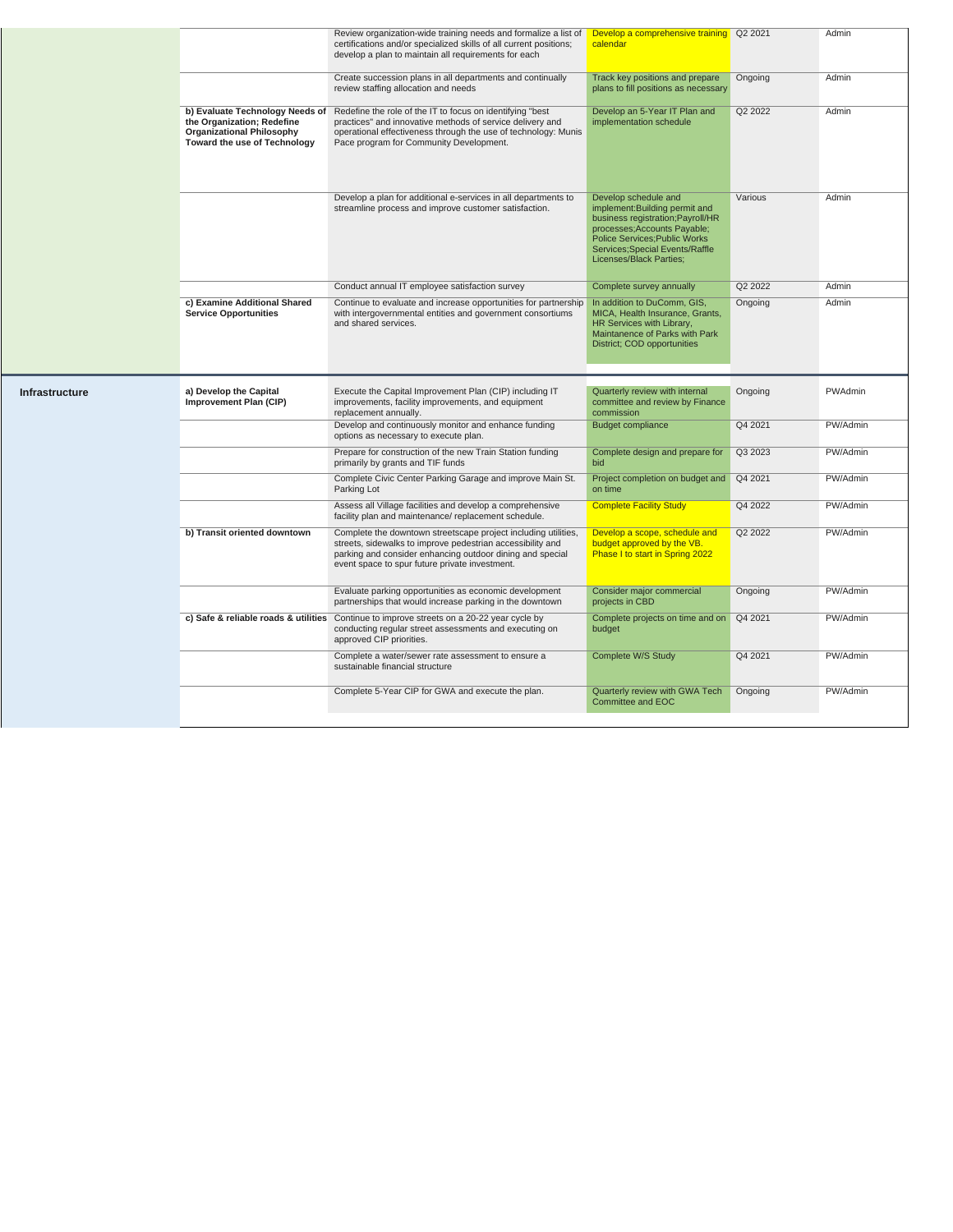| | | | | | |
|---|---|---|---|---|---|
| | | Review organization-wide training needs and formalize a list of certifications and/or specialized skills of all current positions; develop a plan to maintain all requirements for each | Develop a comprehensive training calendar | Q2 2021 | Admin |
| | | Create succession plans in all departments and continually review staffing allocation and needs | Track key positions and prepare plans to fill positions as necessary | Ongoing | Admin |
| | **b) Evaluate Technology Needs of the Organization; Redefine Organizational Philosophy Toward the use of Technology** | Redefine the role of the IT to focus on identifying "best practices" and innovative methods of service delivery and operational effectiveness through the use of technology: Munis Pace program for Community Development. | Develop an 5-Year IT Plan and implementation schedule | Q2 2022 | Admin |
| | | Develop a plan for additional e-services in all departments to streamline process and improve customer satisfaction. | Develop schedule and implement:Building permit and business registration;Payroll/HR processes;Accounts Payable; Police Services;Public Works Services;Special Events/Raffle Licenses/Black Parties; | Various | Admin |
| | | Conduct annual IT employee satisfaction survey | Complete survey annually | Q2 2022 | Admin |
| | **c) Examine Additional Shared Service Opportunities** | Continue to evaluate and increase opportunities for partnership with intergovernmental entities and government consortiums and shared services. | In addition to DuComm, GIS, MICA, Health Insurance, Grants, HR Services with Library, Maintanence of Parks with Park District; COD opportunities | Ongoing | Admin |
| **Infrastructure** | **a) Develop the Capital Improvement Plan (CIP)** | Execute the Capital Improvement Plan (CIP) including IT improvements, facility improvements, and equipment replacement annually. | Quarterly review with internal committee and review by Finance commission | Ongoing | PWAdmin |
| | | Develop and continuously monitor and enhance funding options as necessary to execute plan. | Budget compliance | Q4 2021 | PW/Admin |
| | | Prepare for construction of the new Train Station funding primarily by grants and TIF funds | Complete design and prepare for bid | Q3 2023 | PW/Admin |
| | | Complete Civic Center Parking Garage and improve Main St. Parking Lot | Project completion on budget and on time | Q4 2021 | PW/Admin |
| | | Assess all Village facilities and develop a comprehensive facility plan and maintenance/ replacement schedule. | Complete Facility Study | Q4 2022 | PW/Admin |
| | **b) Transit oriented downtown** | Complete the downtown streetscape project including utilities, streets, sidewalks to improve pedestrian accessibility and parking and consider enhancing outdoor dining and special event space to spur future private investment. | Develop a scope, schedule and budget approved by the VB. Phase I to start in Spring 2022 | Q2 2022 | PW/Admin |
| | | Evaluate parking opportunities as economic development partnerships that would increase parking in the downtown | Consider major commercial projects in CBD | Ongoing | PW/Admin |
| | **c) Safe & reliable roads & utilities** | Continue to improve streets on a 20-22 year cycle by conducting regular street assessments and executing on approved CIP priorities. | Complete projects on time and on budget | Q4 2021 | PW/Admin |
| | | Complete a water/sewer rate assessment to ensure a sustainable financial structure | Complete W/S Study | Q4 2021 | PW/Admin |
| | | Complete 5-Year CIP for GWA and execute the plan. | Quarterly review with GWA Tech Committee and EOC | Ongoing | PW/Admin |